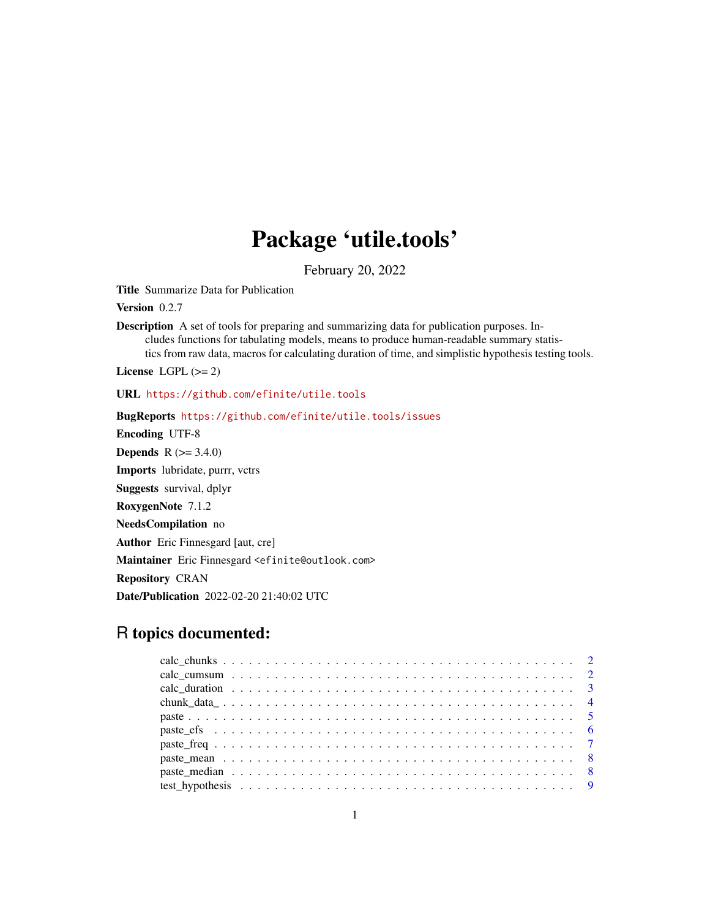# Package 'utile.tools'

February 20, 2022

**Title** Summarize Data for Publication

**Version** 0.2.7

**Description** A set of tools for preparing and summarizing data for publication purposes. Includes functions for tabulating models, means to produce human-readable summary statistics from raw data, macros for calculating duration of time, and simplistic hypothesis testing tools.

**License** LGPL (>= 2)

**URL** https://github.com/efinite/utile.tools

**BugReports** https://github.com/efinite/utile.tools/issues

**Encoding** UTF-8

**Depends** R (>= 3.4.0)

**Imports** lubridate, purrr, vctrs

**Suggests** survival, dplyr

**RoxygenNote** 7.1.2

**NeedsCompilation** no

**Author** Eric Finnesgard [aut, cre]

**Maintainer** Eric Finnesgard <efinite@outlook.com>

**Repository** CRAN

**Date/Publication** 2022-02-20 21:40:02 UTC

## R topics documented:

| | |
|---|---|
| calc_chunks | 2 |
| calc_cumsum | 2 |
| calc_duration | 3 |
| chunk_data_ | 4 |
| paste | 5 |
| paste_efs | 6 |
| paste_freq | 7 |
| paste_mean | 8 |
| paste_median | 8 |
| test_hypothesis | 9 |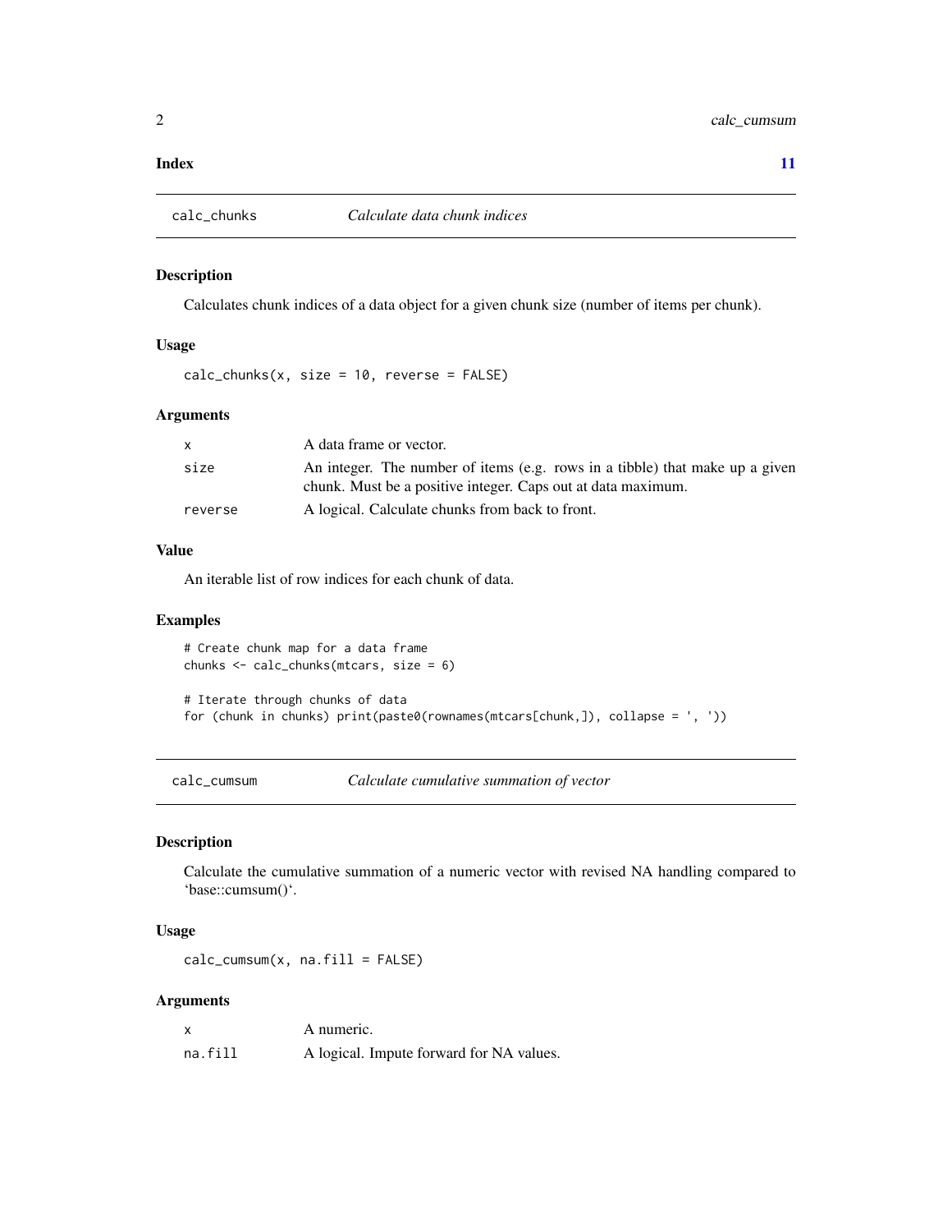**Index** 11

## calc_chunks — *Calculate data chunk indices*

### Description

Calculates chunk indices of a data object for a given chunk size (number of items per chunk).

### Usage

```
calc_chunks(x, size = 10, reverse = FALSE)
```

### Arguments

| | |
|---|---|
| x | A data frame or vector. |
| size | An integer. The number of items (e.g. rows in a tibble) that make up a given chunk. Must be a positive integer. Caps out at data maximum. |
| reverse | A logical. Calculate chunks from back to front. |

### Value

An iterable list of row indices for each chunk of data.

### Examples

```
# Create chunk map for a data frame
chunks <- calc_chunks(mtcars, size = 6)

# Iterate through chunks of data
for (chunk in chunks) print(paste0(rownames(mtcars[chunk,]), collapse = ', '))
```

## calc_cumsum — *Calculate cumulative summation of vector*

### Description

Calculate the cumulative summation of a numeric vector with revised NA handling compared to 'base::cumsum()'.

### Usage

```
calc_cumsum(x, na.fill = FALSE)
```

### Arguments

| | |
|---|---|
| x | A numeric. |
| na.fill | A logical. Impute forward for NA values. |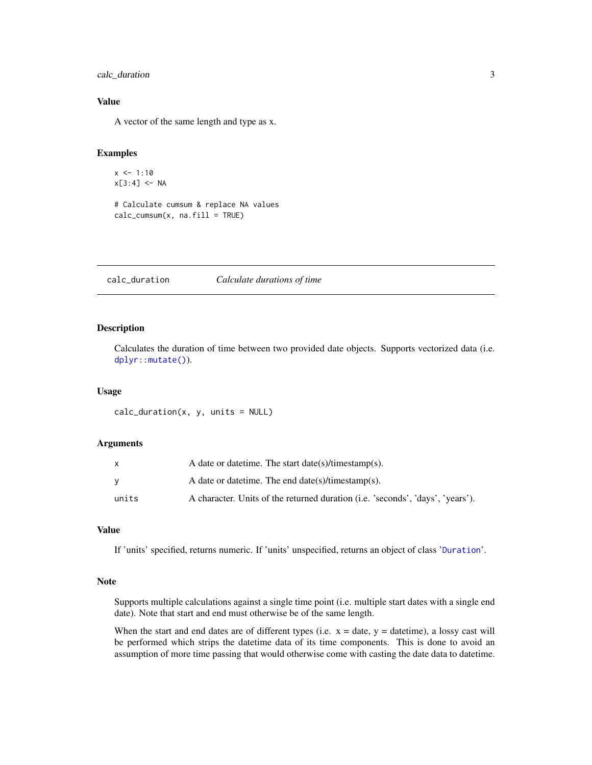## Value

A vector of the same length and type as x.

## Examples

```
x <- 1:10
x[3:4] <- NA

# Calculate cumsum & replace NA values
calc_cumsum(x, na.fill = TRUE)
```

---

# calc_duration — *Calculate durations of time*

---

## Description

Calculates the duration of time between two provided date objects. Supports vectorized data (i.e. `dplyr::mutate()`).

## Usage

```
calc_duration(x, y, units = NULL)
```

## Arguments

| | |
|---|---|
| `x` | A date or datetime. The start date(s)/timestamp(s). |
| `y` | A date or datetime. The end date(s)/timestamp(s). |
| `units` | A character. Units of the returned duration (i.e. 'seconds', 'days', 'years'). |

## Value

If 'units' specified, returns numeric. If 'units' unspecified, returns an object of class '`Duration`'.

## Note

Supports multiple calculations against a single time point (i.e. multiple start dates with a single end date). Note that start and end must otherwise be of the same length.

When the start and end dates are of different types (i.e. x = date, y = datetime), a lossy cast will be performed which strips the datetime data of its time components. This is done to avoid an assumption of more time passing that would otherwise come with casting the date data to datetime.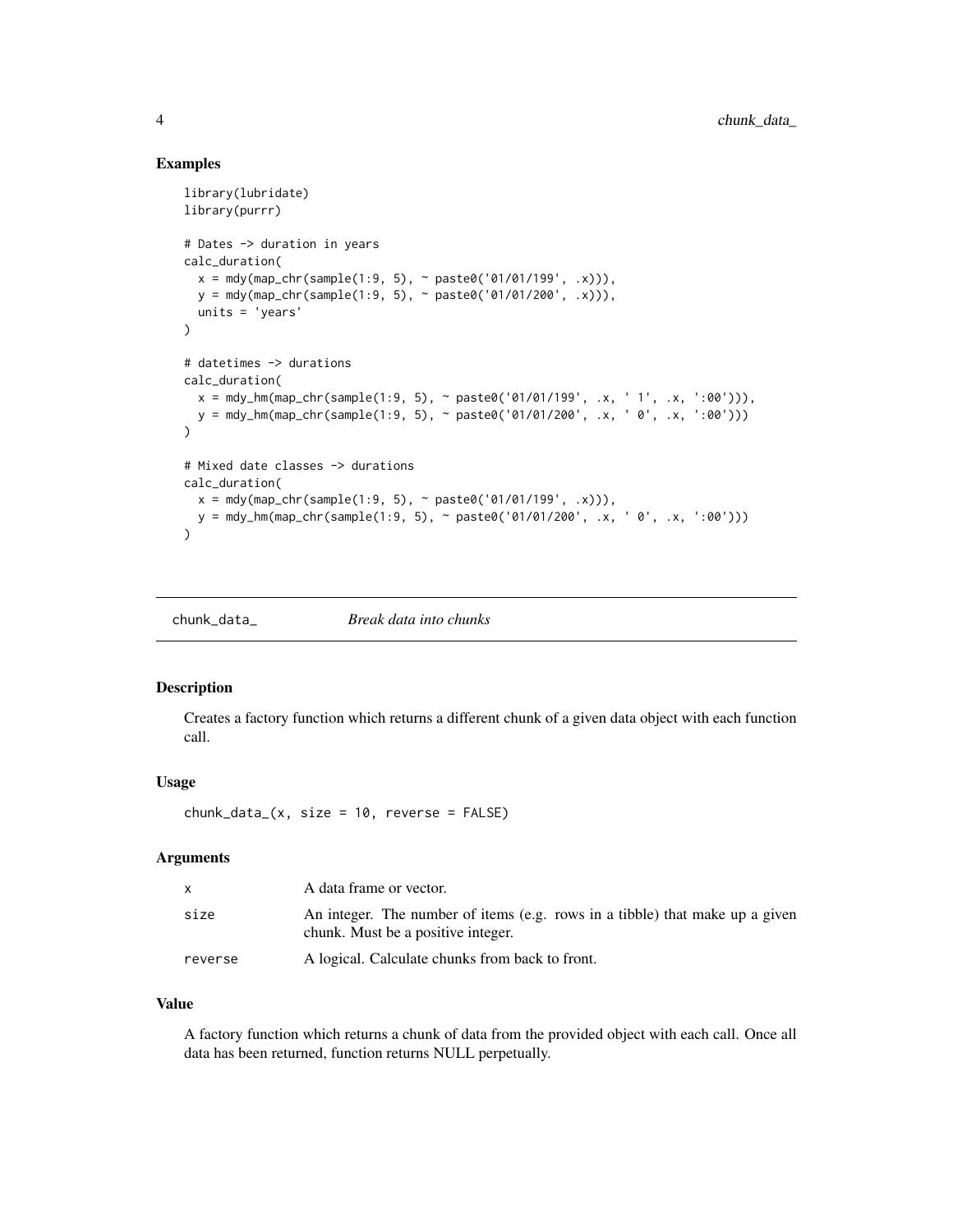## Examples

```
library(lubridate)
library(purrr)

# Dates -> duration in years
calc_duration(
  x = mdy(map_chr(sample(1:9, 5), ~ paste0('01/01/199', .x))),
  y = mdy(map_chr(sample(1:9, 5), ~ paste0('01/01/200', .x))),
  units = 'years'
)

# datetimes -> durations
calc_duration(
  x = mdy_hm(map_chr(sample(1:9, 5), ~ paste0('01/01/199', .x, ' 1', .x, ':00'))),
  y = mdy_hm(map_chr(sample(1:9, 5), ~ paste0('01/01/200', .x, ' 0', .x, ':00')))
)

# Mixed date classes -> durations
calc_duration(
  x = mdy(map_chr(sample(1:9, 5), ~ paste0('01/01/199', .x))),
  y = mdy_hm(map_chr(sample(1:9, 5), ~ paste0('01/01/200', .x, ' 0', .x, ':00')))
)
```

---

# chunk_data_ *Break data into chunks*

---

## Description

Creates a factory function which returns a different chunk of a given data object with each function call.

## Usage

```
chunk_data_(x, size = 10, reverse = FALSE)
```

## Arguments

| | |
|---|---|
| x | A data frame or vector. |
| size | An integer. The number of items (e.g. rows in a tibble) that make up a given chunk. Must be a positive integer. |
| reverse | A logical. Calculate chunks from back to front. |

## Value

A factory function which returns a chunk of data from the provided object with each call. Once all data has been returned, function returns NULL perpetually.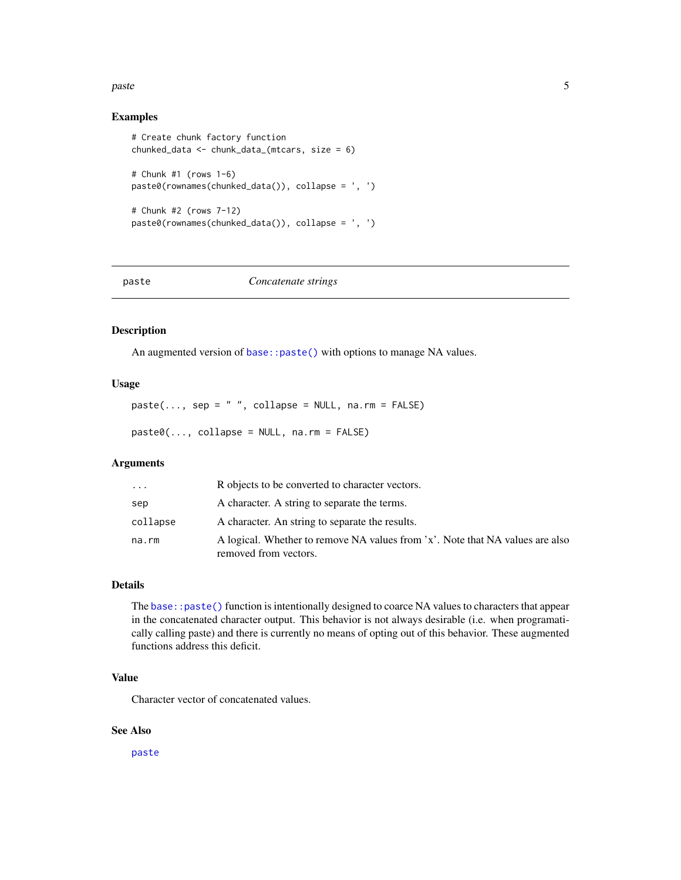## Examples

```
# Create chunk factory function
chunked_data <- chunk_data_(mtcars, size = 6)

# Chunk #1 (rows 1-6)
paste0(rownames(chunked_data()), collapse = ', ')

# Chunk #2 (rows 7-12)
paste0(rownames(chunked_data()), collapse = ', ')
```

---

# paste — *Concatenate strings*

---

## Description

An augmented version of `base::paste()` with options to manage NA values.

## Usage

```
paste(..., sep = " ", collapse = NULL, na.rm = FALSE)

paste0(..., collapse = NULL, na.rm = FALSE)
```

## Arguments

| | |
|---|---|
| `...` | R objects to be converted to character vectors. |
| `sep` | A character. A string to separate the terms. |
| `collapse` | A character. An string to separate the results. |
| `na.rm` | A logical. Whether to remove NA values from 'x'. Note that NA values are also removed from vectors. |

## Details

The `base::paste()` function is intentionally designed to coarce NA values to characters that appear in the concatenated character output. This behavior is not always desirable (i.e. when programatically calling paste) and there is currently no means of opting out of this behavior. These augmented functions address this deficit.

## Value

Character vector of concatenated values.

## See Also

`paste`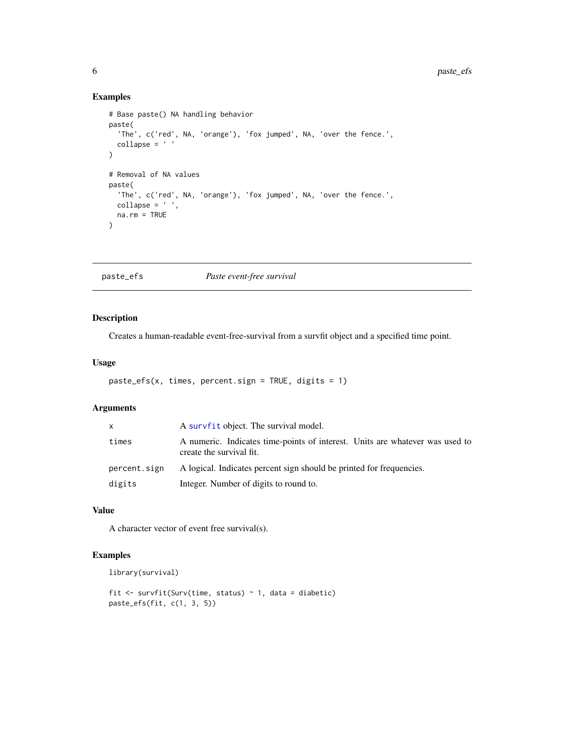## Examples

```
# Base paste() NA handling behavior
paste(
  'The', c('red', NA, 'orange'), 'fox jumped', NA, 'over the fence.',
  collapse = ' '
)

# Removal of NA values
paste(
  'The', c('red', NA, 'orange'), 'fox jumped', NA, 'over the fence.',
  collapse = ' ',
  na.rm = TRUE
)
```

---

# paste_efs — *Paste event-free survival*

---

## Description

Creates a human-readable event-free-survival from a survfit object and a specified time point.

## Usage

```
paste_efs(x, times, percent.sign = TRUE, digits = 1)
```

## Arguments

| | |
|---|---|
| `x` | A `survfit` object. The survival model. |
| `times` | A numeric. Indicates time-points of interest. Units are whatever was used to create the survival fit. |
| `percent.sign` | A logical. Indicates percent sign should be printed for frequencies. |
| `digits` | Integer. Number of digits to round to. |

## Value

A character vector of event free survival(s).

## Examples

```
library(survival)

fit <- survfit(Surv(time, status) ~ 1, data = diabetic)
paste_efs(fit, c(1, 3, 5))
```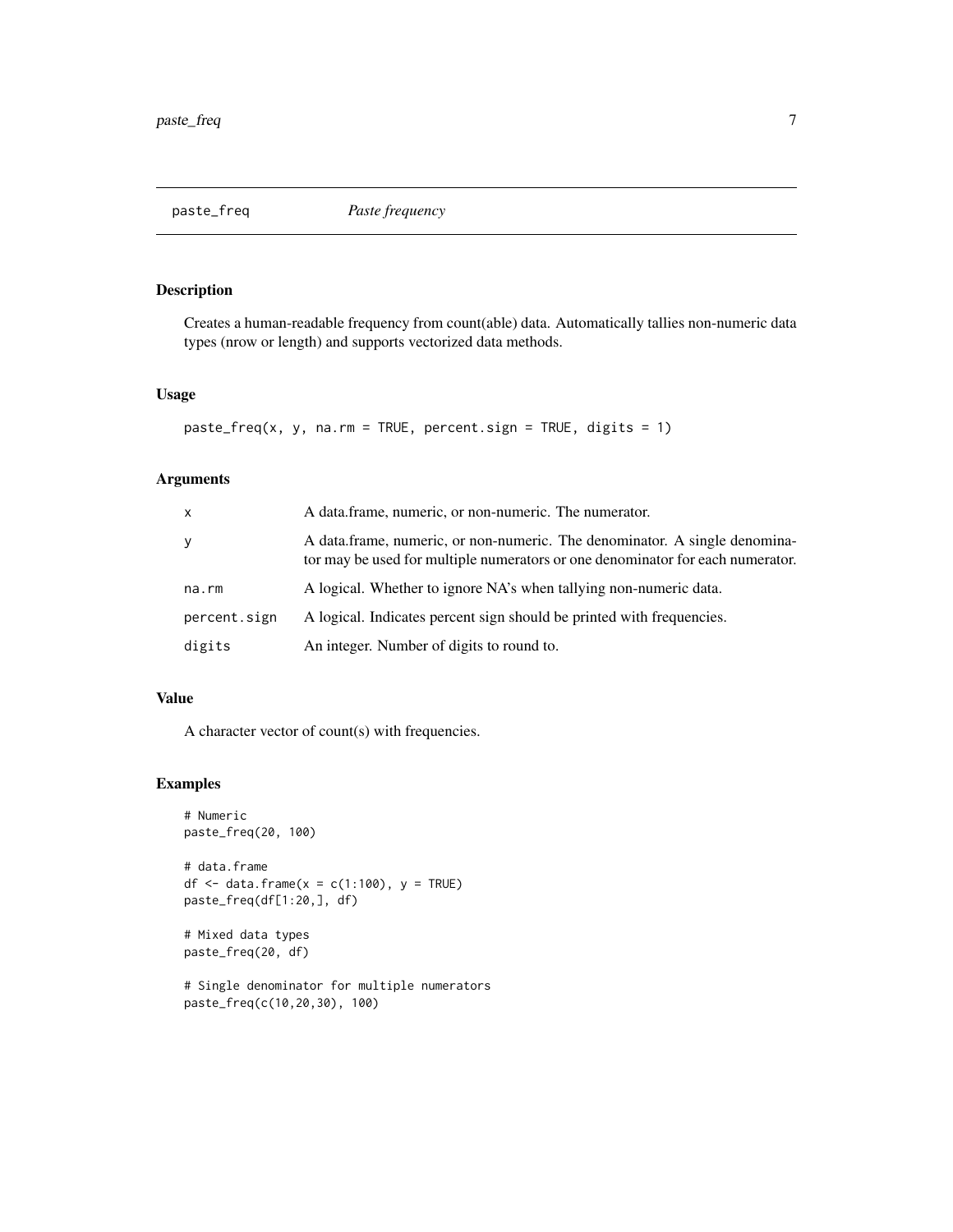# paste_freq *Paste frequency*

## Description

Creates a human-readable frequency from count(able) data. Automatically tallies non-numeric data types (nrow or length) and supports vectorized data methods.

## Usage

```
paste_freq(x, y, na.rm = TRUE, percent.sign = TRUE, digits = 1)
```

## Arguments

| | |
|---|---|
| x | A data.frame, numeric, or non-numeric. The numerator. |
| y | A data.frame, numeric, or non-numeric. The denominator. A single denominator may be used for multiple numerators or one denominator for each numerator. |
| na.rm | A logical. Whether to ignore NA's when tallying non-numeric data. |
| percent.sign | A logical. Indicates percent sign should be printed with frequencies. |
| digits | An integer. Number of digits to round to. |

## Value

A character vector of count(s) with frequencies.

## Examples

```
# Numeric
paste_freq(20, 100)

# data.frame
df <- data.frame(x = c(1:100), y = TRUE)
paste_freq(df[1:20,], df)

# Mixed data types
paste_freq(20, df)

# Single denominator for multiple numerators
paste_freq(c(10,20,30), 100)
```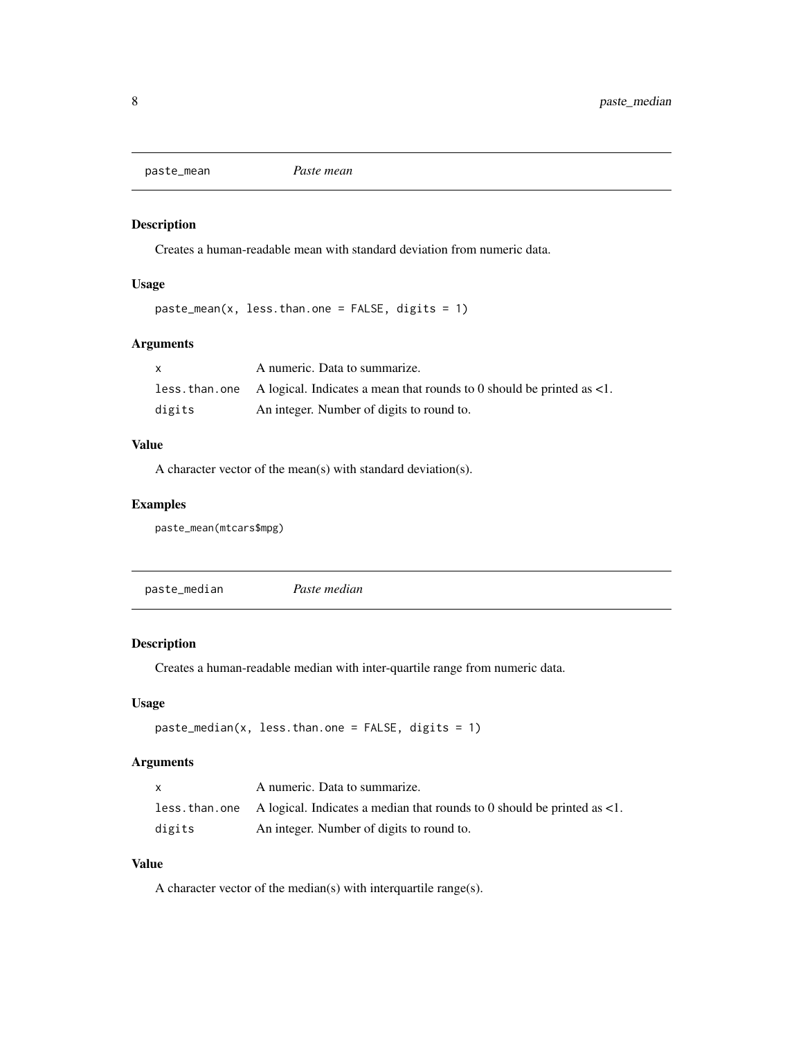## paste_mean *Paste mean*

### Description

Creates a human-readable mean with standard deviation from numeric data.

### Usage

```
paste_mean(x, less.than.one = FALSE, digits = 1)
```

### Arguments

| | |
|---|---|
| `x` | A numeric. Data to summarize. |
| `less.than.one` | A logical. Indicates a mean that rounds to 0 should be printed as <1. |
| `digits` | An integer. Number of digits to round to. |

### Value

A character vector of the mean(s) with standard deviation(s).

### Examples

```
paste_mean(mtcars$mpg)
```

## paste_median *Paste median*

### Description

Creates a human-readable median with inter-quartile range from numeric data.

### Usage

```
paste_median(x, less.than.one = FALSE, digits = 1)
```

### Arguments

| | |
|---|---|
| `x` | A numeric. Data to summarize. |
| `less.than.one` | A logical. Indicates a median that rounds to 0 should be printed as <1. |
| `digits` | An integer. Number of digits to round to. |

### Value

A character vector of the median(s) with interquartile range(s).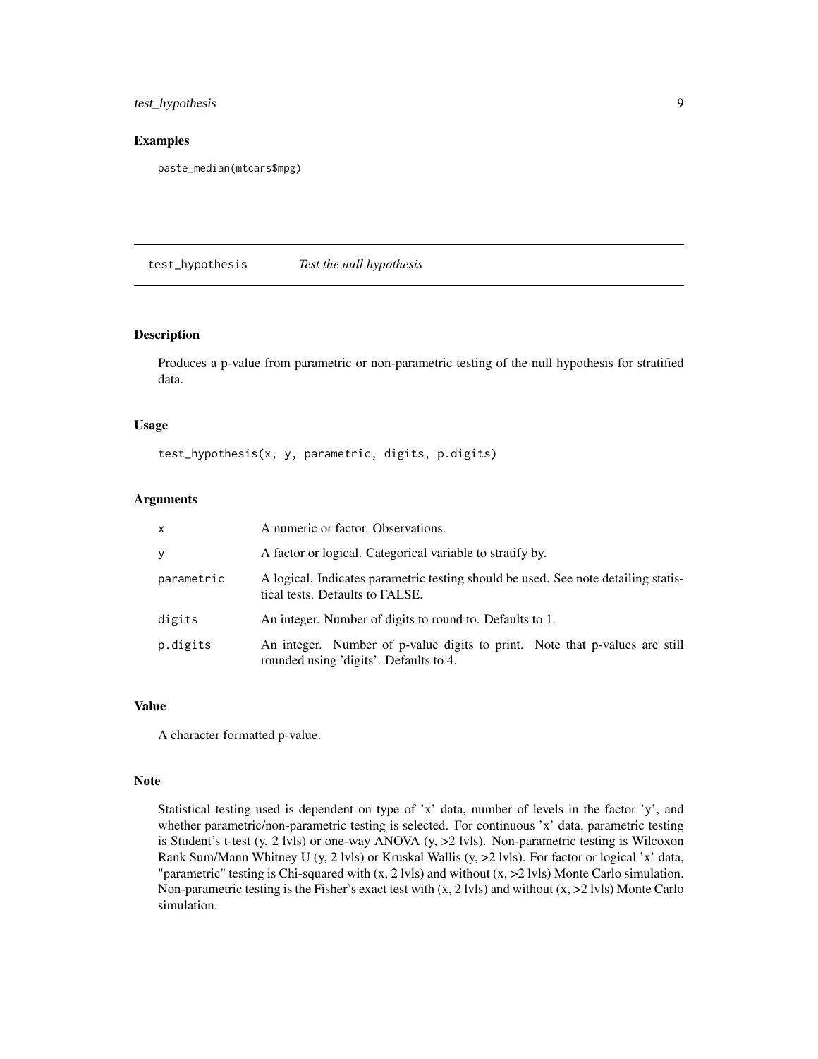## Examples

```
paste_median(mtcars$mpg)
```

---

## test_hypothesis *Test the null hypothesis*

---

### Description

Produces a p-value from parametric or non-parametric testing of the null hypothesis for stratified data.

### Usage

```
test_hypothesis(x, y, parametric, digits, p.digits)
```

### Arguments

| | |
|---|---|
| `x` | A numeric or factor. Observations. |
| `y` | A factor or logical. Categorical variable to stratify by. |
| `parametric` | A logical. Indicates parametric testing should be used. See note detailing statistical tests. Defaults to FALSE. |
| `digits` | An integer. Number of digits to round to. Defaults to 1. |
| `p.digits` | An integer. Number of p-value digits to print. Note that p-values are still rounded using 'digits'. Defaults to 4. |

### Value

A character formatted p-value.

### Note

Statistical testing used is dependent on type of 'x' data, number of levels in the factor 'y', and whether parametric/non-parametric testing is selected. For continuous 'x' data, parametric testing is Student's t-test (y, 2 lvls) or one-way ANOVA (y, >2 lvls). Non-parametric testing is Wilcoxon Rank Sum/Mann Whitney U (y, 2 lvls) or Kruskal Wallis (y, >2 lvls). For factor or logical 'x' data, "parametric" testing is Chi-squared with (x, 2 lvls) and without (x, >2 lvls) Monte Carlo simulation. Non-parametric testing is the Fisher's exact test with (x, 2 lvls) and without (x, >2 lvls) Monte Carlo simulation.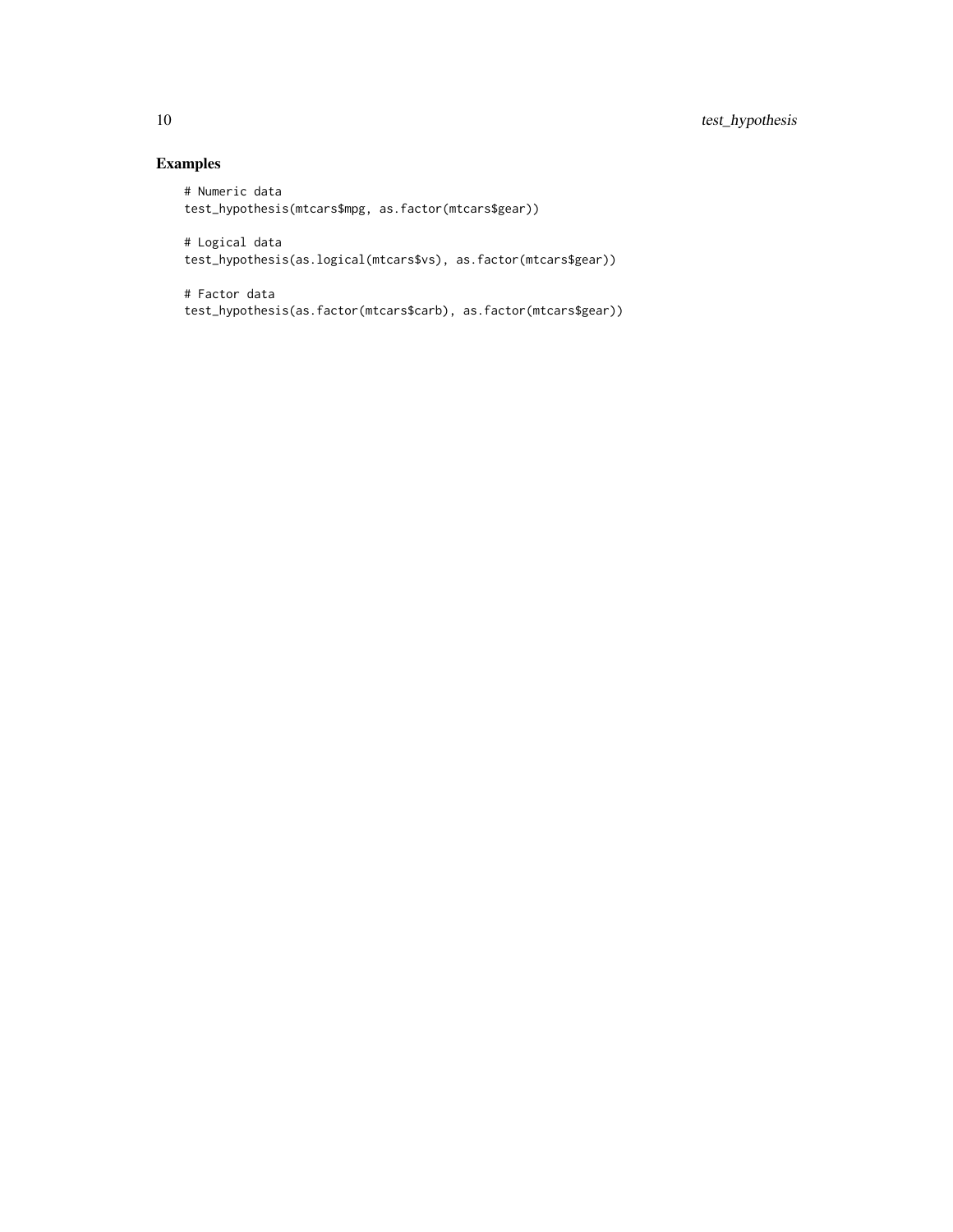## Examples

```
# Numeric data
test_hypothesis(mtcars$mpg, as.factor(mtcars$gear))

# Logical data
test_hypothesis(as.logical(mtcars$vs), as.factor(mtcars$gear))

# Factor data
test_hypothesis(as.factor(mtcars$carb), as.factor(mtcars$gear))
```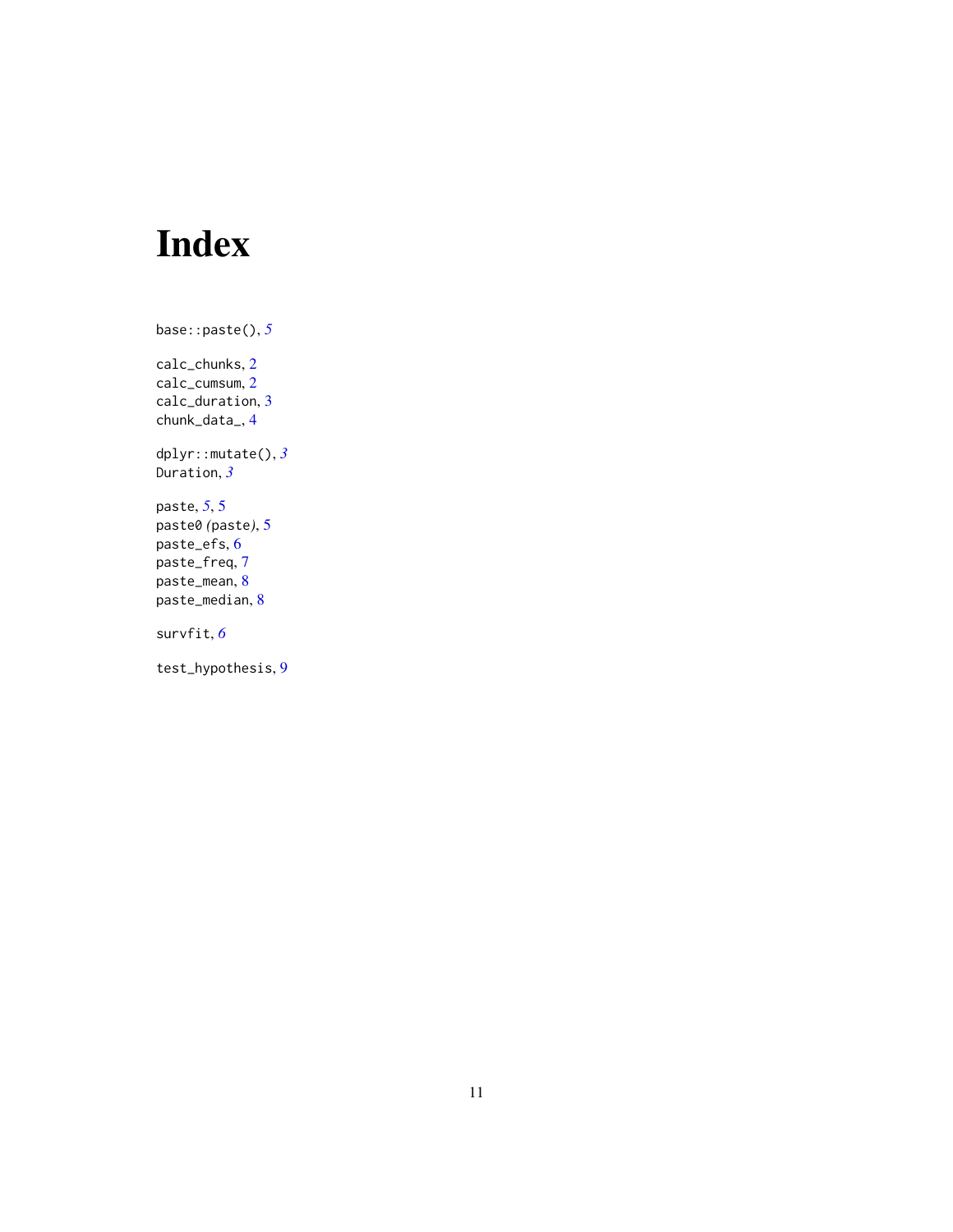# Index

base::paste(), *5*

calc_chunks, 2
calc_cumsum, 2
calc_duration, 3
chunk_data_, 4

dplyr::mutate(), *3*
Duration, *3*

paste, *5*, 5
paste0 *(*paste*)*, 5
paste_efs, 6
paste_freq, 7
paste_mean, 8
paste_median, 8

survfit, *6*

test_hypothesis, 9